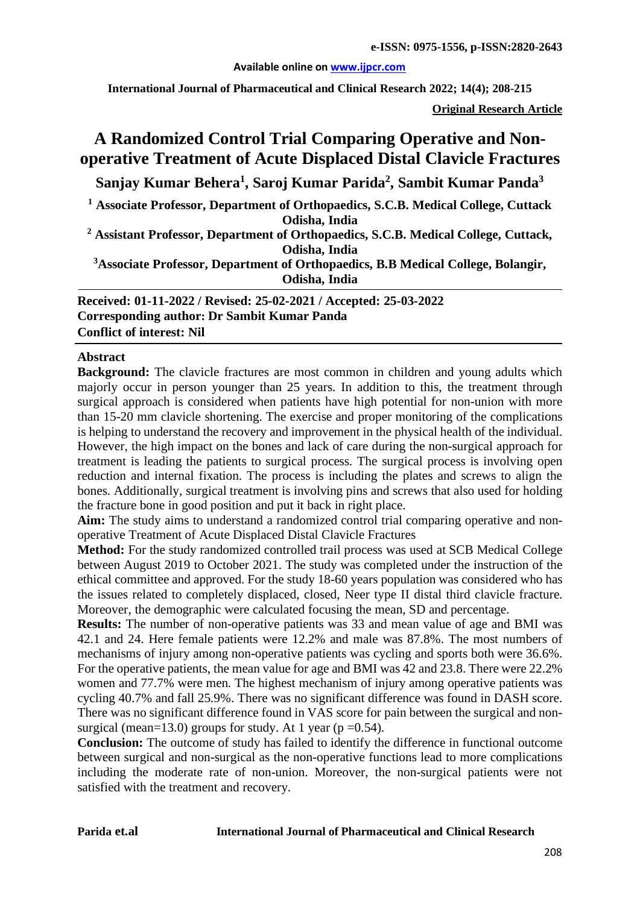e-ISSN: 0975-1556, p-ISSN:2820-2643

**Available online on www.ijpcr.com**

**International Journal of Pharmaceutical and Clinical Research 2022; 14(4); 208-215**

**Original Research Article**

# A Randomized Control Trial Comparing Operative and Non-operative Treatment of Acute Displaced Distal Clavicle Fractures

**Sanjay Kumar Behera[1], Saroj Kumar Parida[2], Sambit Kumar Panda[3]**

**[1] Associate Professor, Department of Orthopaedics, S.C.B. Medical College, Cuttack Odisha, India**

**[2] Assistant Professor, Department of Orthopaedics, S.C.B. Medical College, Cuttack, Odisha, India**

**[3]Associate Professor, Department of Orthopaedics, B.B Medical College, Bolangir, Odisha, India**

**Received: 01-11-2022 / Revised: 25-02-2021 / Accepted: 25-03-2022**
**Corresponding author: Dr Sambit Kumar Panda**
**Conflict of interest: Nil**

## Abstract

**Background:** The clavicle fractures are most common in children and young adults which majorly occur in person younger than 25 years. In addition to this, the treatment through surgical approach is considered when patients have high potential for non-union with more than 15-20 mm clavicle shortening. The exercise and proper monitoring of the complications is helping to understand the recovery and improvement in the physical health of the individual. However, the high impact on the bones and lack of care during the non-surgical approach for treatment is leading the patients to surgical process. The surgical process is involving open reduction and internal fixation. The process is including the plates and screws to align the bones. Additionally, surgical treatment is involving pins and screws that also used for holding the fracture bone in good position and put it back in right place.

**Aim:** The study aims to understand a randomized control trial comparing operative and non-operative Treatment of Acute Displaced Distal Clavicle Fractures

**Method:** For the study randomized controlled trail process was used at SCB Medical College between August 2019 to October 2021. The study was completed under the instruction of the ethical committee and approved. For the study 18-60 years population was considered who has the issues related to completely displaced, closed, Neer type II distal third clavicle fracture. Moreover, the demographic were calculated focusing the mean, SD and percentage.

**Results:** The number of non-operative patients was 33 and mean value of age and BMI was 42.1 and 24. Here female patients were 12.2% and male was 87.8%. The most numbers of mechanisms of injury among non-operative patients was cycling and sports both were 36.6%. For the operative patients, the mean value for age and BMI was 42 and 23.8. There were 22.2% women and 77.7% were men. The highest mechanism of injury among operative patients was cycling 40.7% and fall 25.9%. There was no significant difference was found in DASH score. There was no significant difference found in VAS score for pain between the surgical and non-surgical (mean=13.0) groups for study. At 1 year ($p = 0.54$).

**Conclusion:** The outcome of study has failed to identify the difference in functional outcome between surgical and non-surgical as the non-operative functions lead to more complications including the moderate rate of non-union. Moreover, the non-surgical patients were not satisfied with the treatment and recovery.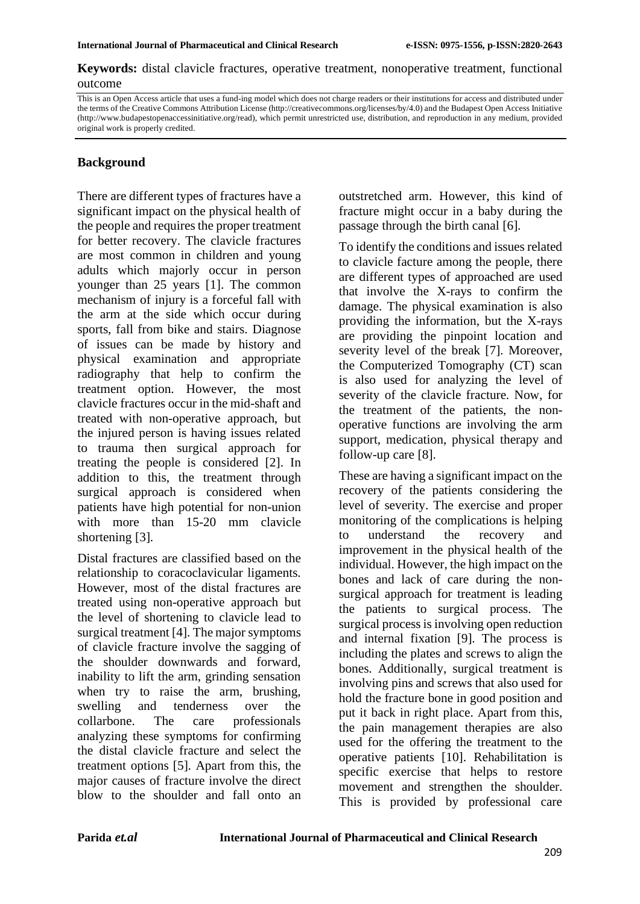**Keywords:** distal clavicle fractures, operative treatment, nonoperative treatment, functional outcome

This is an Open Access article that uses a fund-ing model which does not charge readers or their institutions for access and distributed under the terms of the Creative Commons Attribution License (http://creativecommons.org/licenses/by/4.0) and the Budapest Open Access Initiative (http://www.budapestopenaccessinitiative.org/read), which permit unrestricted use, distribution, and reproduction in any medium, provided original work is properly credited.

## Background

There are different types of fractures have a significant impact on the physical health of the people and requires the proper treatment for better recovery. The clavicle fractures are most common in children and young adults which majorly occur in person younger than 25 years [1]. The common mechanism of injury is a forceful fall with the arm at the side which occur during sports, fall from bike and stairs. Diagnose of issues can be made by history and physical examination and appropriate radiography that help to confirm the treatment option. However, the most clavicle fractures occur in the mid-shaft and treated with non-operative approach, but the injured person is having issues related to trauma then surgical approach for treating the people is considered [2]. In addition to this, the treatment through surgical approach is considered when patients have high potential for non-union with more than 15-20 mm clavicle shortening [3].

Distal fractures are classified based on the relationship to coracoclavicular ligaments. However, most of the distal fractures are treated using non-operative approach but the level of shortening to clavicle lead to surgical treatment [4]. The major symptoms of clavicle fracture involve the sagging of the shoulder downwards and forward, inability to lift the arm, grinding sensation when try to raise the arm, brushing, swelling and tenderness over the collarbone. The care professionals analyzing these symptoms for confirming the distal clavicle fracture and select the treatment options [5]. Apart from this, the major causes of fracture involve the direct blow to the shoulder and fall onto an outstretched arm. However, this kind of fracture might occur in a baby during the passage through the birth canal [6].

To identify the conditions and issues related to clavicle facture among the people, there are different types of approached are used that involve the X-rays to confirm the damage. The physical examination is also providing the information, but the X-rays are providing the pinpoint location and severity level of the break [7]. Moreover, the Computerized Tomography (CT) scan is also used for analyzing the level of severity of the clavicle fracture. Now, for the treatment of the patients, the non-operative functions are involving the arm support, medication, physical therapy and follow-up care [8].

These are having a significant impact on the recovery of the patients considering the level of severity. The exercise and proper monitoring of the complications is helping to understand the recovery and improvement in the physical health of the individual. However, the high impact on the bones and lack of care during the non-surgical approach for treatment is leading the patients to surgical process. The surgical process is involving open reduction and internal fixation [9]. The process is including the plates and screws to align the bones. Additionally, surgical treatment is involving pins and screws that also used for hold the fracture bone in good position and put it back in right place. Apart from this, the pain management therapies are also used for the offering the treatment to the operative patients [10]. Rehabilitation is specific exercise that helps to restore movement and strengthen the shoulder. This is provided by professional care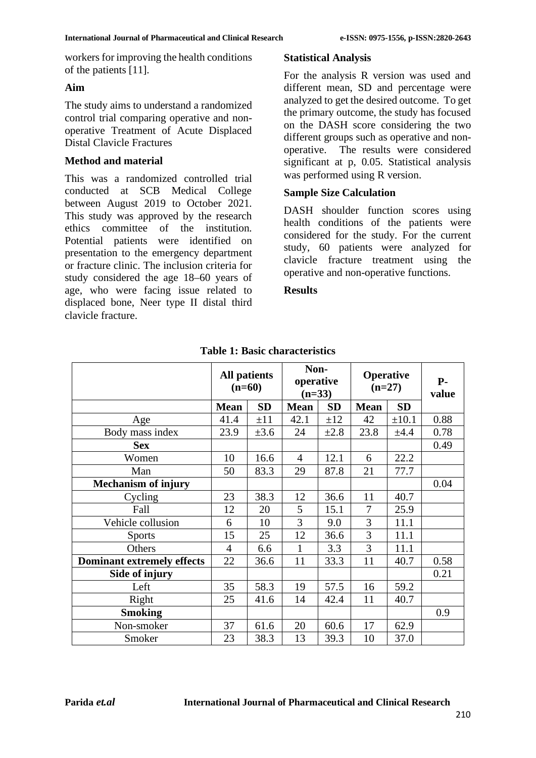workers for improving the health conditions of the patients [11].

### Aim

The study aims to understand a randomized control trial comparing operative and non-operative Treatment of Acute Displaced Distal Clavicle Fractures

### Method and material

This was a randomized controlled trial conducted at SCB Medical College between August 2019 to October 2021. This study was approved by the research ethics committee of the institution. Potential patients were identified on presentation to the emergency department or fracture clinic. The inclusion criteria for study considered the age 18–60 years of age, who were facing issue related to displaced bone, Neer type II distal third clavicle fracture.

### Statistical Analysis

For the analysis R version was used and different mean, SD and percentage were analyzed to get the desired outcome. To get the primary outcome, the study has focused on the DASH score considering the two different groups such as operative and non-operative. The results were considered significant at p, 0.05. Statistical analysis was performed using R version.

### Sample Size Calculation

DASH shoulder function scores using health conditions of the patients were considered for the study. For the current study, 60 patients were analyzed for clavicle fracture treatment using the operative and non-operative functions.

### Results

**Table 1: Basic characteristics**

| | All patients (n=60) | | Non-operative (n=33) | | Operative (n=27) | | P-value |
|---|---|---|---|---|---|---|---|
| | **Mean** | **SD** | **Mean** | **SD** | **Mean** | **SD** | |
| Age | 41.4 | ±11 | 42.1 | ±12 | 42 | ±10.1 | 0.88 |
| Body mass index | 23.9 | ±3.6 | 24 | ±2.8 | 23.8 | ±4.4 | 0.78 |
| **Sex** | | | | | | | 0.49 |
| Women | 10 | 16.6 | 4 | 12.1 | 6 | 22.2 | |
| Man | 50 | 83.3 | 29 | 87.8 | 21 | 77.7 | |
| **Mechanism of injury** | | | | | | | 0.04 |
| Cycling | 23 | 38.3 | 12 | 36.6 | 11 | 40.7 | |
| Fall | 12 | 20 | 5 | 15.1 | 7 | 25.9 | |
| Vehicle collusion | 6 | 10 | 3 | 9.0 | 3 | 11.1 | |
| Sports | 15 | 25 | 12 | 36.6 | 3 | 11.1 | |
| Others | 4 | 6.6 | 1 | 3.3 | 3 | 11.1 | |
| **Dominant extremely effects** | 22 | 36.6 | 11 | 33.3 | 11 | 40.7 | 0.58 |
| **Side of injury** | | | | | | | 0.21 |
| Left | 35 | 58.3 | 19 | 57.5 | 16 | 59.2 | |
| Right | 25 | 41.6 | 14 | 42.4 | 11 | 40.7 | |
| **Smoking** | | | | | | | 0.9 |
| Non-smoker | 37 | 61.6 | 20 | 60.6 | 17 | 62.9 | |
| Smoker | 23 | 38.3 | 13 | 39.3 | 10 | 37.0 | |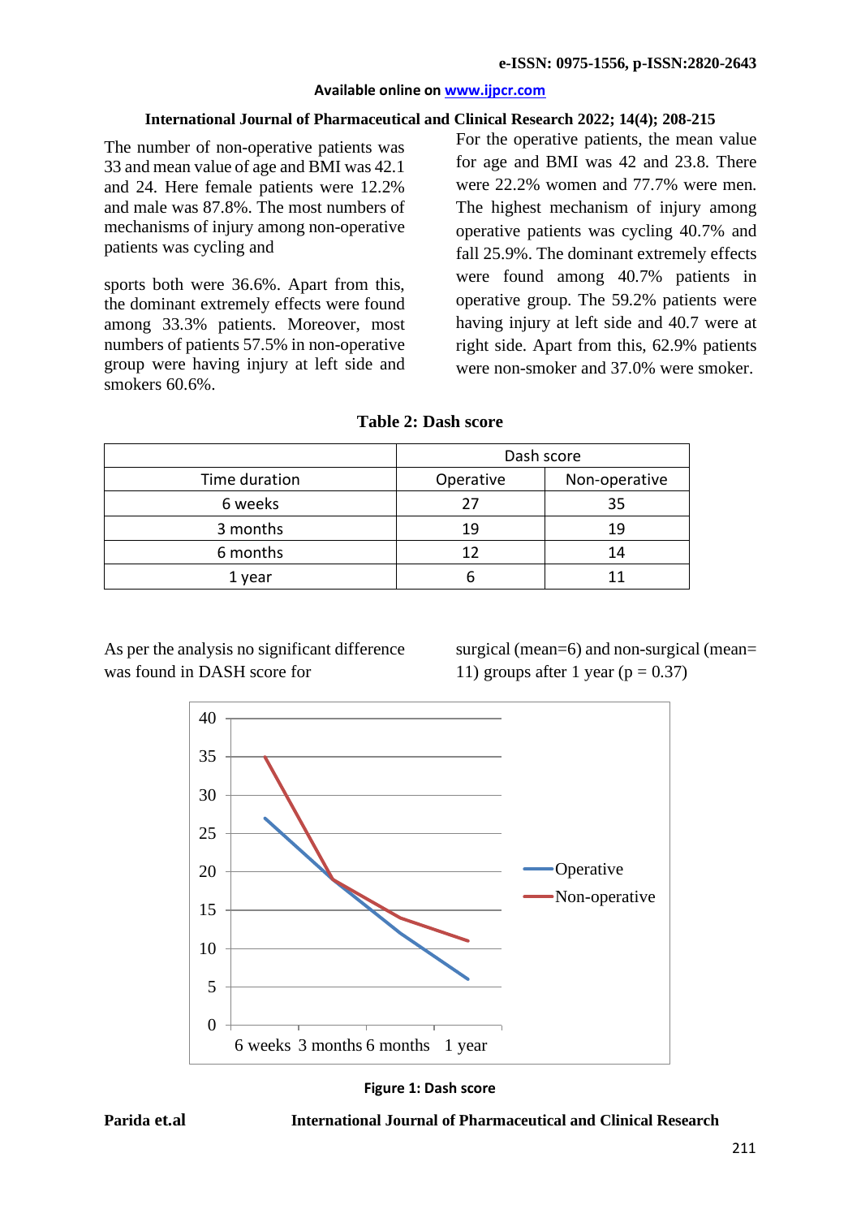The number of non-operative patients was 33 and mean value of age and BMI was 42.1 and 24. Here female patients were 12.2% and male was 87.8%. The most numbers of mechanisms of injury among non-operative patients was cycling and sports both were 36.6%. Apart from this, the dominant extremely effects were found among 33.3% patients. Moreover, most numbers of patients 57.5% in non-operative group were having injury at left side and smokers 60.6%.

For the operative patients, the mean value for age and BMI was 42 and 23.8. There were 22.2% women and 77.7% were men. The highest mechanism of injury among operative patients was cycling 40.7% and fall 25.9%. The dominant extremely effects were found among 40.7% patients in operative group. The 59.2% patients were having injury at left side and 40.7 were at right side. Apart from this, 62.9% patients were non-smoker and 37.0% were smoker.

**Table 2: Dash score**

| | Dash score | |
|---|---|---|
| Time duration | Operative | Non-operative |
| 6 weeks | 27 | 35 |
| 3 months | 19 | 19 |
| 6 months | 12 | 14 |
| 1 year | 6 | 11 |

As per the analysis no significant difference was found in DASH score for surgical (mean=6) and non-surgical (mean= 11) groups after 1 year ($p = 0.37$)

**Figure 1: Dash score**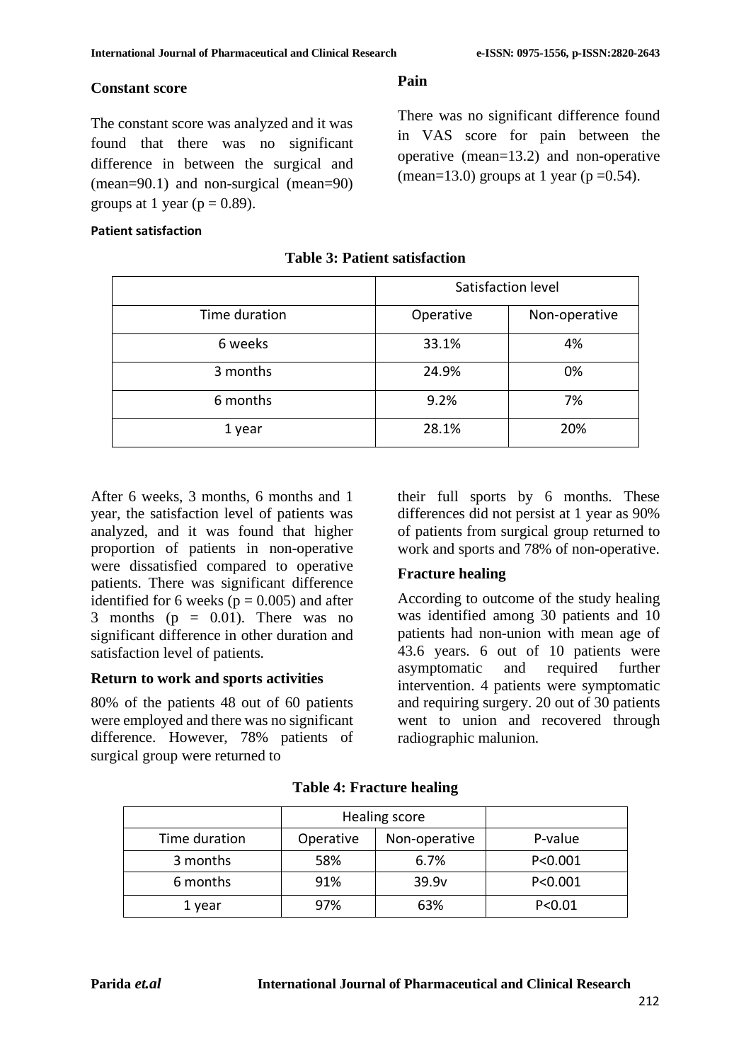## Constant score

The constant score was analyzed and it was found that there was no significant difference in between the surgical and (mean=90.1) and non-surgical (mean=90) groups at 1 year ($p = 0.89$).

## Pain

There was no significant difference found in VAS score for pain between the operative (mean=13.2) and non-operative (mean=13.0) groups at 1 year ($p = 0.54$).

## Patient satisfaction

**Table 3: Patient satisfaction**

| | Satisfaction level | |
|---|---|---|
| Time duration | Operative | Non-operative |
| 6 weeks | 33.1% | 4% |
| 3 months | 24.9% | 0% |
| 6 months | 9.2% | 7% |
| 1 year | 28.1% | 20% |

After 6 weeks, 3 months, 6 months and 1 year, the satisfaction level of patients was analyzed, and it was found that higher proportion of patients in non-operative were dissatisfied compared to operative patients. There was significant difference identified for 6 weeks ($p = 0.005$) and after 3 months ($p = 0.01$). There was no significant difference in other duration and satisfaction level of patients.

## Return to work and sports activities

80% of the patients 48 out of 60 patients were employed and there was no significant difference. However, 78% patients of surgical group were returned to their full sports by 6 months. These differences did not persist at 1 year as 90% of patients from surgical group returned to work and sports and 78% of non-operative.

## Fracture healing

According to outcome of the study healing was identified among 30 patients and 10 patients had non-union with mean age of 43.6 years. 6 out of 10 patients were asymptomatic and required further intervention. 4 patients were symptomatic and requiring surgery. 20 out of 30 patients went to union and recovered through radiographic malunion.

**Table 4: Fracture healing**

| | Healing score | | |
|---|---|---|---|
| Time duration | Operative | Non-operative | P-value |
| 3 months | 58% | 6.7% | P<0.001 |
| 6 months | 91% | 39.9v | P<0.001 |
| 1 year | 97% | 63% | P<0.01 |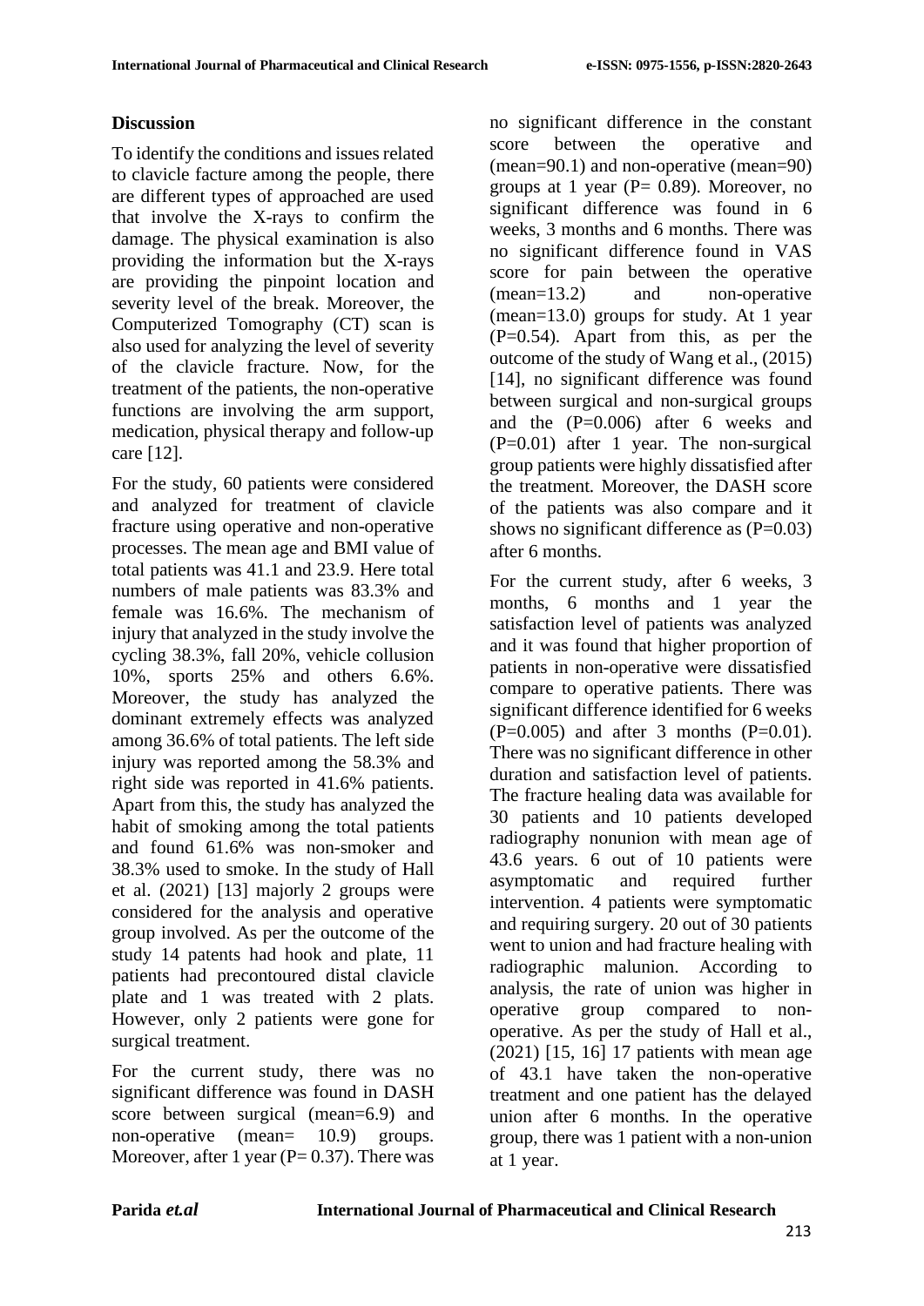## Discussion

To identify the conditions and issues related to clavicle facture among the people, there are different types of approached are used that involve the X-rays to confirm the damage. The physical examination is also providing the information but the X-rays are providing the pinpoint location and severity level of the break. Moreover, the Computerized Tomography (CT) scan is also used for analyzing the level of severity of the clavicle fracture. Now, for the treatment of the patients, the non-operative functions are involving the arm support, medication, physical therapy and follow-up care [12].

For the study, 60 patients were considered and analyzed for treatment of clavicle fracture using operative and non-operative processes. The mean age and BMI value of total patients was 41.1 and 23.9. Here total numbers of male patients was 83.3% and female was 16.6%. The mechanism of injury that analyzed in the study involve the cycling 38.3%, fall 20%, vehicle collusion 10%, sports 25% and others 6.6%. Moreover, the study has analyzed the dominant extremely effects was analyzed among 36.6% of total patients. The left side injury was reported among the 58.3% and right side was reported in 41.6% patients. Apart from this, the study has analyzed the habit of smoking among the total patients and found 61.6% was non-smoker and 38.3% used to smoke. In the study of Hall et al. (2021) [13] majorly 2 groups were considered for the analysis and operative group involved. As per the outcome of the study 14 patents had hook and plate, 11 patients had precontoured distal clavicle plate and 1 was treated with 2 plats. However, only 2 patients were gone for surgical treatment.

For the current study, there was no significant difference was found in DASH score between surgical (mean=6.9) and non-operative (mean= 10.9) groups. Moreover, after 1 year (P= 0.37). There was no significant difference in the constant score between the operative and (mean=90.1) and non-operative (mean=90) groups at 1 year (P= 0.89). Moreover, no significant difference was found in 6 weeks, 3 months and 6 months. There was no significant difference found in VAS score for pain between the operative (mean=13.2) and non-operative (mean=13.0) groups for study. At 1 year (P=0.54). Apart from this, as per the outcome of the study of Wang et al., (2015) [14], no significant difference was found between surgical and non-surgical groups and the (P=0.006) after 6 weeks and (P=0.01) after 1 year. The non-surgical group patients were highly dissatisfied after the treatment. Moreover, the DASH score of the patients was also compare and it shows no significant difference as (P=0.03) after 6 months.

For the current study, after 6 weeks, 3 months, 6 months and 1 year the satisfaction level of patients was analyzed and it was found that higher proportion of patients in non-operative were dissatisfied compare to operative patients. There was significant difference identified for 6 weeks (P=0.005) and after 3 months (P=0.01). There was no significant difference in other duration and satisfaction level of patients. The fracture healing data was available for 30 patients and 10 patients developed radiography nonunion with mean age of 43.6 years. 6 out of 10 patients were asymptomatic and required further intervention. 4 patients were symptomatic and requiring surgery. 20 out of 30 patients went to union and had fracture healing with radiographic malunion. According to analysis, the rate of union was higher in operative group compared to non-operative. As per the study of Hall et al., (2021) [15, 16] 17 patients with mean age of 43.1 have taken the non-operative treatment and one patient has the delayed union after 6 months. In the operative group, there was 1 patient with a non-union at 1 year.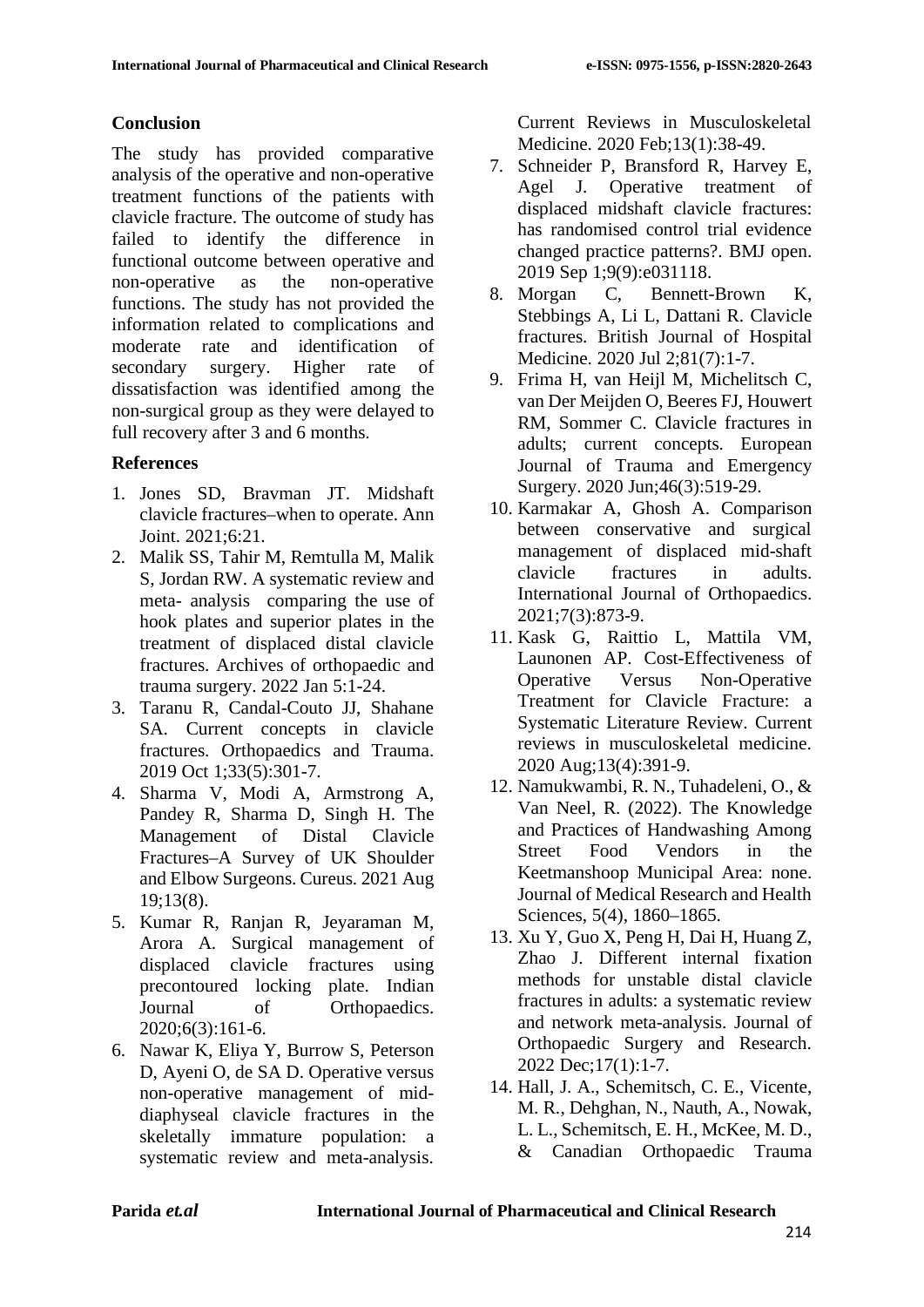## Conclusion

The study has provided comparative analysis of the operative and non-operative treatment functions of the patients with clavicle fracture. The outcome of study has failed to identify the difference in functional outcome between operative and non-operative as the non-operative functions. The study has not provided the information related to complications and moderate rate and identification of secondary surgery. Higher rate of dissatisfaction was identified among the non-surgical group as they were delayed to full recovery after 3 and 6 months.

## References

1. Jones SD, Bravman JT. Midshaft clavicle fractures–when to operate. Ann Joint. 2021;6:21.
2. Malik SS, Tahir M, Remtulla M, Malik S, Jordan RW. A systematic review and meta- analysis comparing the use of hook plates and superior plates in the treatment of displaced distal clavicle fractures. Archives of orthopaedic and trauma surgery. 2022 Jan 5:1-24.
3. Taranu R, Candal-Couto JJ, Shahane SA. Current concepts in clavicle fractures. Orthopaedics and Trauma. 2019 Oct 1;33(5):301-7.
4. Sharma V, Modi A, Armstrong A, Pandey R, Sharma D, Singh H. The Management of Distal Clavicle Fractures–A Survey of UK Shoulder and Elbow Surgeons. Cureus. 2021 Aug 19;13(8).
5. Kumar R, Ranjan R, Jeyaraman M, Arora A. Surgical management of displaced clavicle fractures using precontoured locking plate. Indian Journal of Orthopaedics. 2020;6(3):161-6.
6. Nawar K, Eliya Y, Burrow S, Peterson D, Ayeni O, de SA D. Operative versus non-operative management of mid-diaphyseal clavicle fractures in the skeletally immature population: a systematic review and meta-analysis. Current Reviews in Musculoskeletal Medicine. 2020 Feb;13(1):38-49.
7. Schneider P, Bransford R, Harvey E, Agel J. Operative treatment of displaced midshaft clavicle fractures: has randomised control trial evidence changed practice patterns?. BMJ open. 2019 Sep 1;9(9):e031118.
8. Morgan C, Bennett-Brown K, Stebbings A, Li L, Dattani R. Clavicle fractures. British Journal of Hospital Medicine. 2020 Jul 2;81(7):1-7.
9. Frima H, van Heijl M, Michelitsch C, van Der Meijden O, Beeres FJ, Houwert RM, Sommer C. Clavicle fractures in adults; current concepts. European Journal of Trauma and Emergency Surgery. 2020 Jun;46(3):519-29.
10. Karmakar A, Ghosh A. Comparison between conservative and surgical management of displaced mid-shaft clavicle fractures in adults. International Journal of Orthopaedics. 2021;7(3):873-9.
11. Kask G, Raittio L, Mattila VM, Launonen AP. Cost-Effectiveness of Operative Versus Non-Operative Treatment for Clavicle Fracture: a Systematic Literature Review. Current reviews in musculoskeletal medicine. 2020 Aug;13(4):391-9.
12. Namukwambi, R. N., Tuhadeleni, O., & Van Neel, R. (2022). The Knowledge and Practices of Handwashing Among Street Food Vendors in the Keetmanshoop Municipal Area: none. Journal of Medical Research and Health Sciences, 5(4), 1860–1865.
13. Xu Y, Guo X, Peng H, Dai H, Huang Z, Zhao J. Different internal fixation methods for unstable distal clavicle fractures in adults: a systematic review and network meta-analysis. Journal of Orthopaedic Surgery and Research. 2022 Dec;17(1):1-7.
14. Hall, J. A., Schemitsch, C. E., Vicente, M. R., Dehghan, N., Nauth, A., Nowak, L. L., Schemitsch, E. H., McKee, M. D., & Canadian Orthopaedic Trauma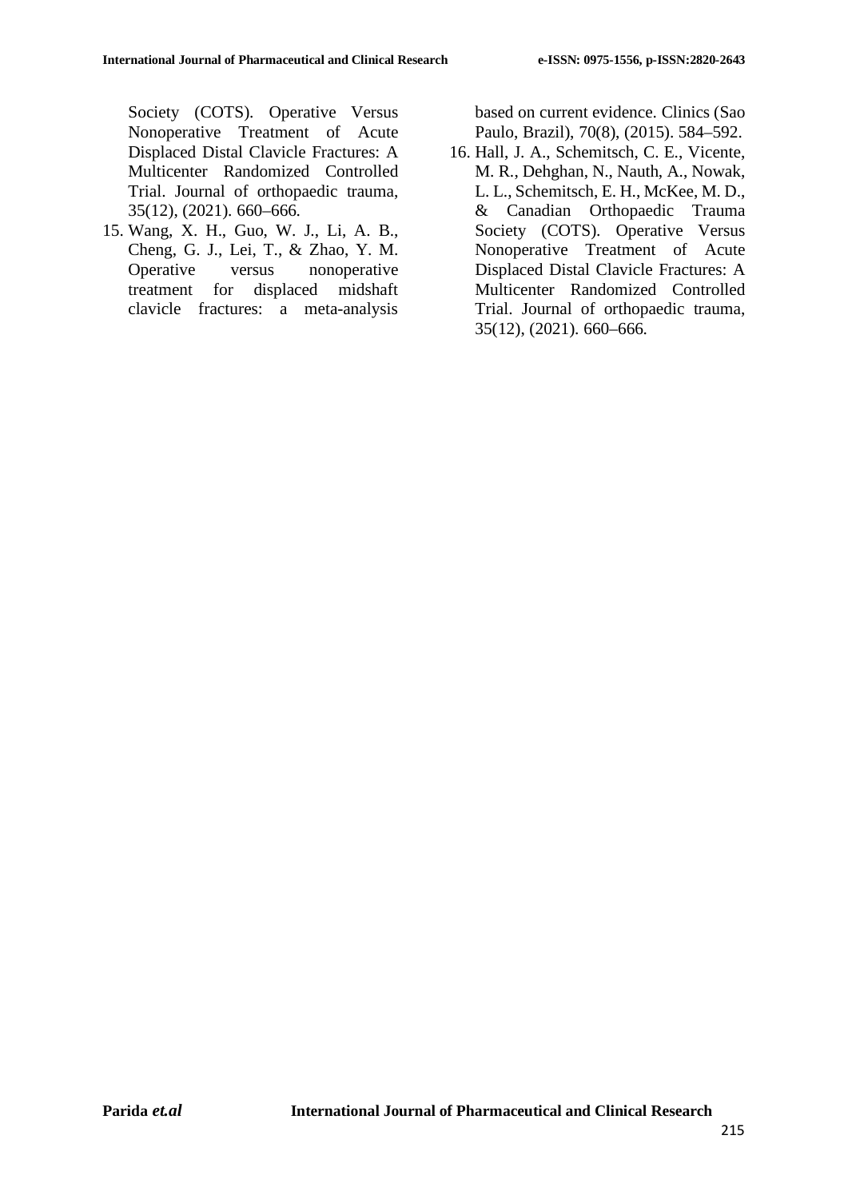Society (COTS). Operative Versus Nonoperative Treatment of Acute Displaced Distal Clavicle Fractures: A Multicenter Randomized Controlled Trial. Journal of orthopaedic trauma, 35(12), (2021). 660–666.

15. Wang, X. H., Guo, W. J., Li, A. B., Cheng, G. J., Lei, T., & Zhao, Y. M. Operative versus nonoperative treatment for displaced midshaft clavicle fractures: a meta-analysis based on current evidence. Clinics (Sao Paulo, Brazil), 70(8), (2015). 584–592.
16. Hall, J. A., Schemitsch, C. E., Vicente, M. R., Dehghan, N., Nauth, A., Nowak, L. L., Schemitsch, E. H., McKee, M. D., & Canadian Orthopaedic Trauma Society (COTS). Operative Versus Nonoperative Treatment of Acute Displaced Distal Clavicle Fractures: A Multicenter Randomized Controlled Trial. Journal of orthopaedic trauma, 35(12), (2021). 660–666.